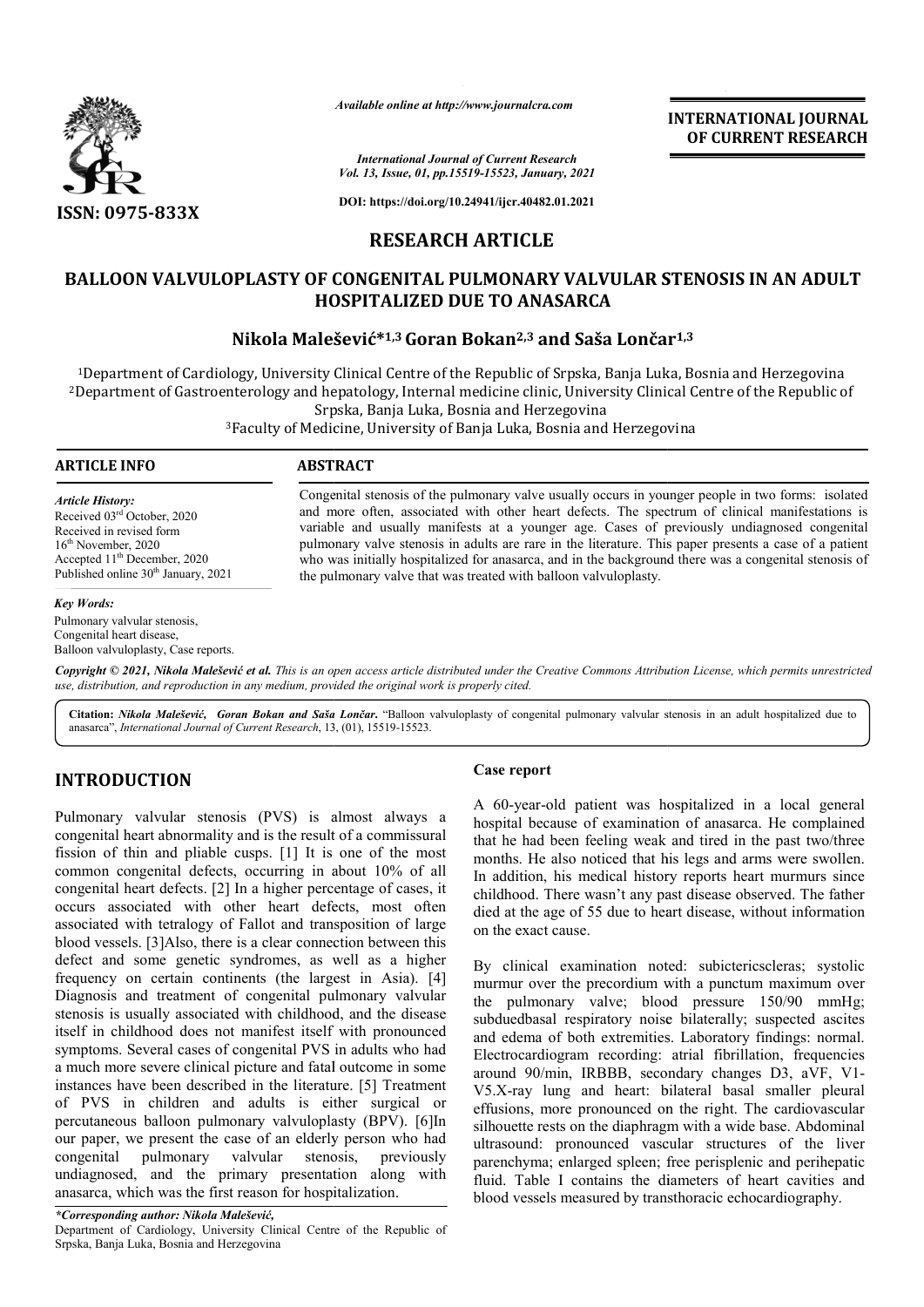*Available online at http://www.journalcra.com*

*International Journal of Current Research*
*Vol. 13, Issue, 01, pp.15519-15523, January, 2021*

**DOI: https://doi.org/10.24941/ijcr.40482.01.2021**

**INTERNATIONAL JOURNAL OF CURRENT RESEARCH**

**ISSN: 0975-833X**

# RESEARCH ARTICLE

# BALLOON VALVULOPLASTY OF CONGENITAL PULMONARY VALVULAR STENOSIS IN AN ADULT HOSPITALIZED DUE TO ANASARCA

**Nikola Malešević\*[1,3] Goran Bokan[2,3] and Saša Lončar[1,3]**

[1]Department of Cardiology, University Clinical Centre of the Republic of Srpska, Banja Luka, Bosnia and Herzegovina
[2]Department of Gastroenterology and hepatology, Internal medicine clinic, University Clinical Centre of the Republic of Srpska, Banja Luka, Bosnia and Herzegovina
[3]Faculty of Medicine, University of Banja Luka, Bosnia and Herzegovina

## ARTICLE INFO

*Article History:*
Received 03[rd] October, 2020
Received in revised form
16[th] November, 2020
Accepted 11[th] December, 2020
Published online 30[th] January, 2021

*Key Words:*
Pulmonary valvular stenosis,
Congenital heart disease,
Balloon valvuloplasty, Case reports.

## ABSTRACT

Congenital stenosis of the pulmonary valve usually occurs in younger people in two forms: isolated and more often, associated with other heart defects. The spectrum of clinical manifestations is variable and usually manifests at a younger age. Cases of previously undiagnosed congenital pulmonary valve stenosis in adults are rare in the literature. This paper presents a case of a patient who was initially hospitalized for anasarca, and in the background there was a congenital stenosis of the pulmonary valve that was treated with balloon valvuloplasty.

***Copyright © 2021, Nikola Malešević et al.*** *This is an open access article distributed under the Creative Commons Attribution License, which permits unrestricted use, distribution, and reproduction in any medium, provided the original work is properly cited.*

**Citation:** ***Nikola Malešević, Goran Bokan and Saša Lončar.*** "Balloon valvuloplasty of congenital pulmonary valvular stenosis in an adult hospitalized due to anasarca", *International Journal of Current Research*, 13, (01), 15519-15523.

## INTRODUCTION

Pulmonary valvular stenosis (PVS) is almost always a congenital heart abnormality and is the result of a commissural fission of thin and pliable cusps. [1] It is one of the most common congenital defects, occurring in about 10% of all congenital heart defects. [2] In a higher percentage of cases, it occurs associated with other heart defects, most often associated with tetralogy of Fallot and transposition of large blood vessels. [3]Also, there is a clear connection between this defect and some genetic syndromes, as well as a higher frequency on certain continents (the largest in Asia). [4] Diagnosis and treatment of congenital pulmonary valvular stenosis is usually associated with childhood, and the disease itself in childhood does not manifest itself with pronounced symptoms. Several cases of congenital PVS in adults who had a much more severe clinical picture and fatal outcome in some instances have been described in the literature. [5] Treatment of PVS in children and adults is either surgical or percutaneous balloon pulmonary valvuloplasty (BPV). [6]In our paper, we present the case of an elderly person who had congenital pulmonary valvular stenosis, previously undiagnosed, and the primary presentation along with anasarca, which was the first reason for hospitalization.

## Case report

A 60-year-old patient was hospitalized in a local general hospital because of examination of anasarca. He complained that he had been feeling weak and tired in the past two/three months. He also noticed that his legs and arms were swollen. In addition, his medical history reports heart murmurs since childhood. There wasn't any past disease observed. The father died at the age of 55 due to heart disease, without information on the exact cause.

By clinical examination noted: subictericscleras; systolic murmur over the precordium with a punctum maximum over the pulmonary valve; blood pressure 150/90 mmHg; subduedbasal respiratory noise bilaterally; suspected ascites and edema of both extremities. Laboratory findings: normal. Electrocardiogram recording: atrial fibrillation, frequencies around 90/min, IRBBB, secondary changes D3, aVF, V1-V5.X-ray lung and heart: bilateral basal smaller pleural effusions, more pronounced on the right. The cardiovascular silhouette rests on the diaphragm with a wide base. Abdominal ultrasound: pronounced vascular structures of the liver parenchyma; enlarged spleen; free perisplenic and perihepatic fluid. Table I contains the diameters of heart cavities and blood vessels measured by transthoracic echocardiography.

*\*Corresponding author: Nikola Malešević,*
Department of Cardiology, University Clinical Centre of the Republic of Srpska, Banja Luka, Bosnia and Herzegovina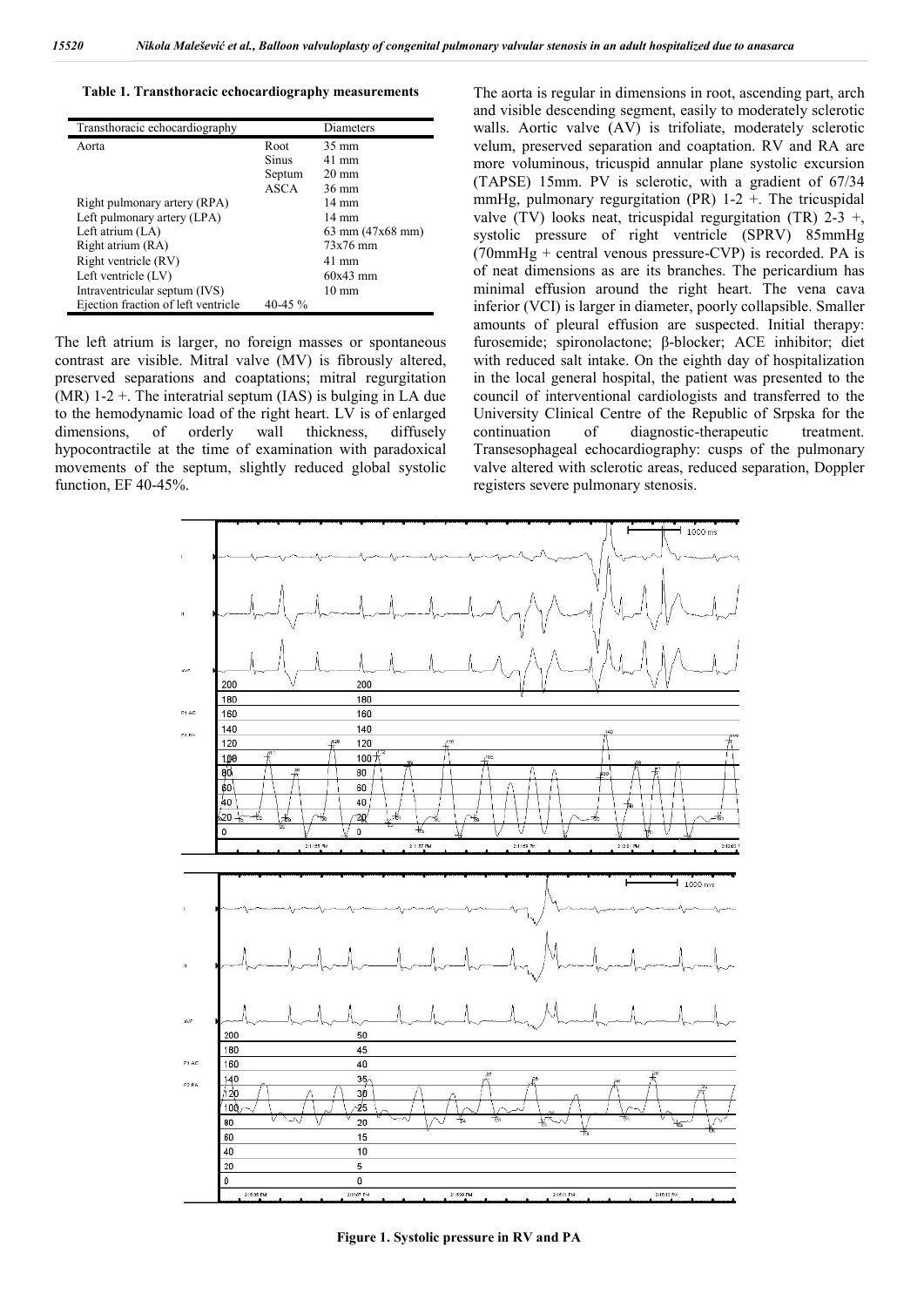**Table 1. Transthoracic echocardiography measurements**

| Transthoracic echocardiography | | Diameters |
|---|---|---|
| Aorta | Root | 35 mm |
| | Sinus | 41 mm |
| | Septum | 20 mm |
| | ASCA | 36 mm |
| Right pulmonary artery (RPA) | | 14 mm |
| Left pulmonary artery (LPA) | | 14 mm |
| Left atrium (LA) | | 63 mm (47x68 mm) |
| Right atrium (RA) | | 73x76 mm |
| Right ventricle (RV) | | 41 mm |
| Left ventricle (LV) | | 60x43 mm |
| Intraventricular septum (IVS) | | 10 mm |
| Ejection fraction of left ventricle | 40-45 % | |

The left atrium is larger, no foreign masses or spontaneous contrast are visible. Mitral valve (MV) is fibrously altered, preserved separations and coaptations; mitral regurgitation (MR) 1-2 +. The interatrial septum (IAS) is bulging in LA due to the hemodynamic load of the right heart. LV is of enlarged dimensions, of orderly wall thickness, diffusely hypocontractile at the time of examination with paradoxical movements of the septum, slightly reduced global systolic function, EF 40-45%.

The aorta is regular in dimensions in root, ascending part, arch and visible descending segment, easily to moderately sclerotic walls. Aortic valve (AV) is trifoliate, moderately sclerotic velum, preserved separation and coaptation. RV and RA are more voluminous, tricuspid annular plane systolic excursion (TAPSE) 15mm. PV is sclerotic, with a gradient of 67/34 mmHg, pulmonary regurgitation (PR) 1-2 +. The tricuspidal valve (TV) looks neat, tricuspidal regurgitation (TR) 2-3 +, systolic pressure of right ventricle (SPRV) 85mmHg (70mmHg + central venous pressure-CVP) is recorded. PA is of neat dimensions as are its branches. The pericardium has minimal effusion around the right heart. The vena cava inferior (VCI) is larger in diameter, poorly collapsible. Smaller amounts of pleural effusion are suspected. Initial therapy: furosemide; spironolactone; β-blocker; ACE inhibitor; diet with reduced salt intake. On the eighth day of hospitalization in the local general hospital, the patient was presented to the council of interventional cardiologists and transferred to the University Clinical Centre of the Republic of Srpska for the continuation of diagnostic-therapeutic treatment. Transesophageal echocardiography: cusps of the pulmonary valve altered with sclerotic areas, reduced separation, Doppler registers severe pulmonary stenosis.

**Figure 1. Systolic pressure in RV and PA**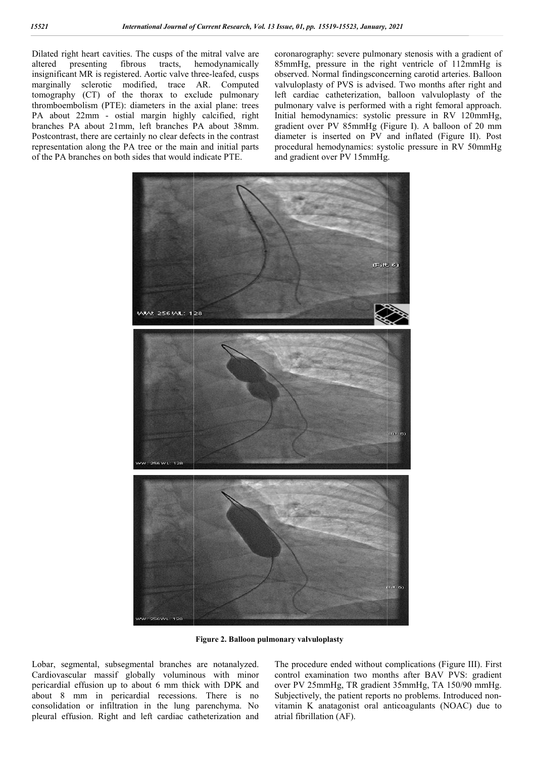Dilated right heart cavities. The cusps of the mitral valve are altered presenting fibrous tracts, hemodynamically insignificant MR is registered. Aortic valve three-leafed, cusps marginally sclerotic modified, trace AR. Computed tomography (CT) of the thorax to exclude pulmonary thromboembolism (PTE): diameters in the axial plane: trees PA about 22mm - ostial margin highly calcified, right branches PA about 21mm, left branches PA about 38mm. Postcontrast, there are certainly no clear defects in the contrast representation along the PA tree or the main and initial parts of the PA branches on both sides that would indicate PTE.

coronarography: severe pulmonary stenosis with a gradient of 85mmHg, pressure in the right ventricle of 112mmHg is observed. Normal findingsconcerning carotid arteries. Balloon valvuloplasty of PVS is advised. Two months after right and left cardiac catheterization, balloon valvuloplasty of the pulmonary valve is performed with a right femoral approach. Initial hemodynamics: systolic pressure in RV 120mmHg, gradient over PV 85mmHg (Figure I). A balloon of 20 mm diameter is inserted on PV and inflated (Figure II). Post procedural hemodynamics: systolic pressure in RV 50mmHg and gradient over PV 15mmHg.

**Figure 2. Balloon pulmonary valvuloplasty**

Lobar, segmental, subsegmental branches are notanalyzed. Cardiovascular massif globally voluminous with minor pericardial effusion up to about 6 mm thick with DPK and about 8 mm in pericardial recessions. There is no consolidation or infiltration in the lung parenchyma. No pleural effusion. Right and left cardiac catheterization and

The procedure ended without complications (Figure III). First control examination two months after BAV PVS: gradient over PV 25mmHg, TR gradient 35mmHg, TA 150/90 mmHg. Subjectively, the patient reports no problems. Introduced non-vitamin K anatagonist oral anticoagulants (NOAC) due to atrial fibrillation (AF).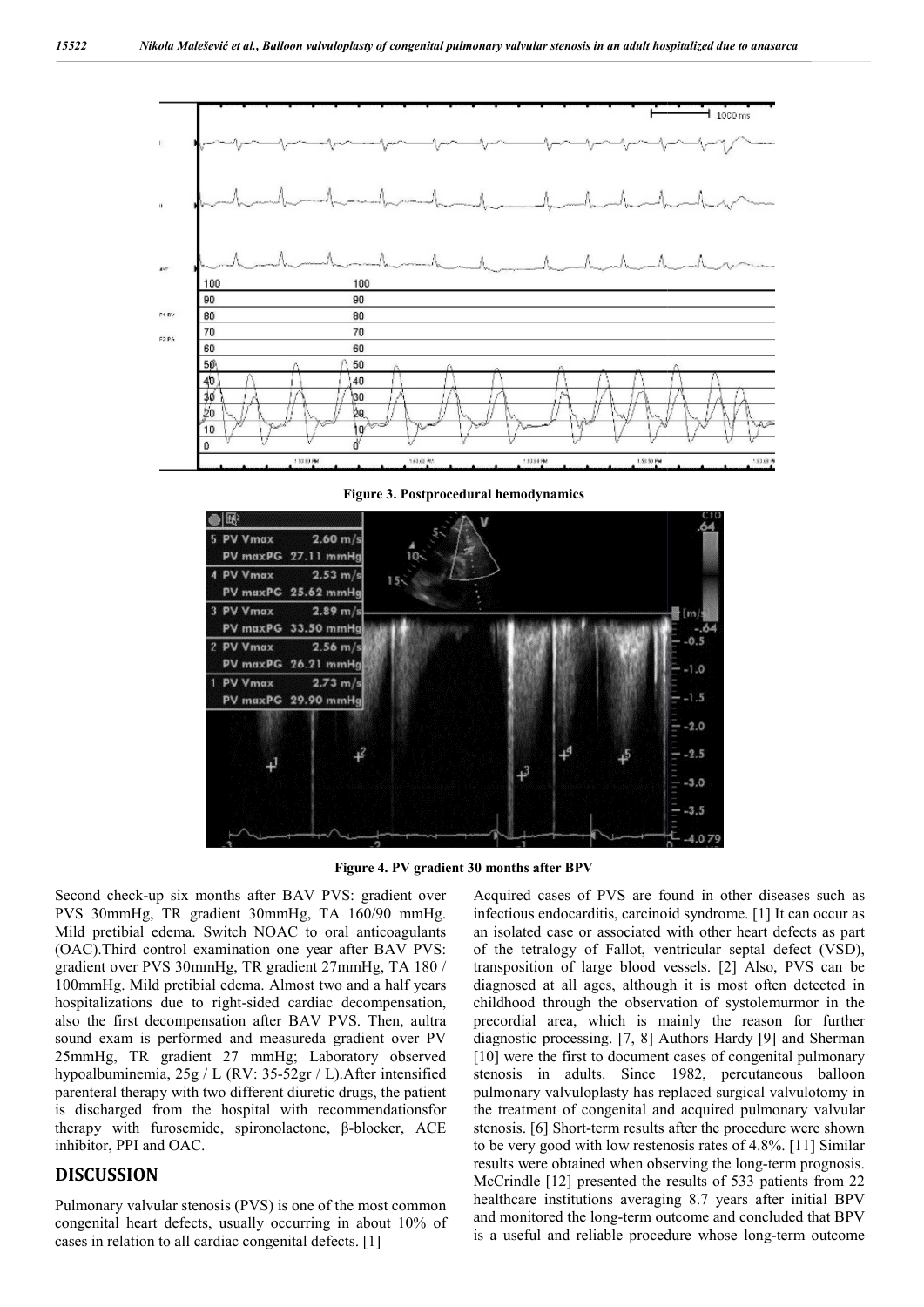Figure 3. Postprocedural hemodynamics

Figure 4. PV gradient 30 months after BPV

Second check-up six months after BAV PVS: gradient over PVS 30mmHg, TR gradient 30mmHg, TA 160/90 mmHg. Mild pretibial edema. Switch NOAC to oral anticoagulants (OAC).Third control examination one year after BAV PVS: gradient over PVS 30mmHg, TR gradient 27mmHg, TA 180 / 100mmHg. Mild pretibial edema. Almost two and a half years hospitalizations due to right-sided cardiac decompensation, also the first decompensation after BAV PVS. Then, aultra sound exam is performed and measureda gradient over PV 25mmHg, TR gradient 27 mmHg; Laboratory observed hypoalbuminemia, 25g / L (RV: 35-52gr / L).After intensified parenteral therapy with two different diuretic drugs, the patient is discharged from the hospital with recommendationsfor therapy with furosemide, spironolactone, β-blocker, ACE inhibitor, PPI and OAC.

## DISCUSSION

Pulmonary valvular stenosis (PVS) is one of the most common congenital heart defects, usually occurring in about 10% of cases in relation to all cardiac congenital defects. [1]

Acquired cases of PVS are found in other diseases such as infectious endocarditis, carcinoid syndrome. [1] It can occur as an isolated case or associated with other heart defects as part of the tetralogy of Fallot, ventricular septal defect (VSD), transposition of large blood vessels. [2] Also, PVS can be diagnosed at all ages, although it is most often detected in childhood through the observation of systolemurmor in the precordial area, which is mainly the reason for further diagnostic processing. [7, 8] Authors Hardy [9] and Sherman [10] were the first to document cases of congenital pulmonary stenosis in adults. Since 1982, percutaneous balloon pulmonary valvuloplasty has replaced surgical valvulotomy in the treatment of congenital and acquired pulmonary valvular stenosis. [6] Short-term results after the procedure were shown to be very good with low restenosis rates of 4.8%. [11] Similar results were obtained when observing the long-term prognosis. McCrindle [12] presented the results of 533 patients from 22 healthcare institutions averaging 8.7 years after initial BPV and monitored the long-term outcome and concluded that BPV is a useful and reliable procedure whose long-term outcome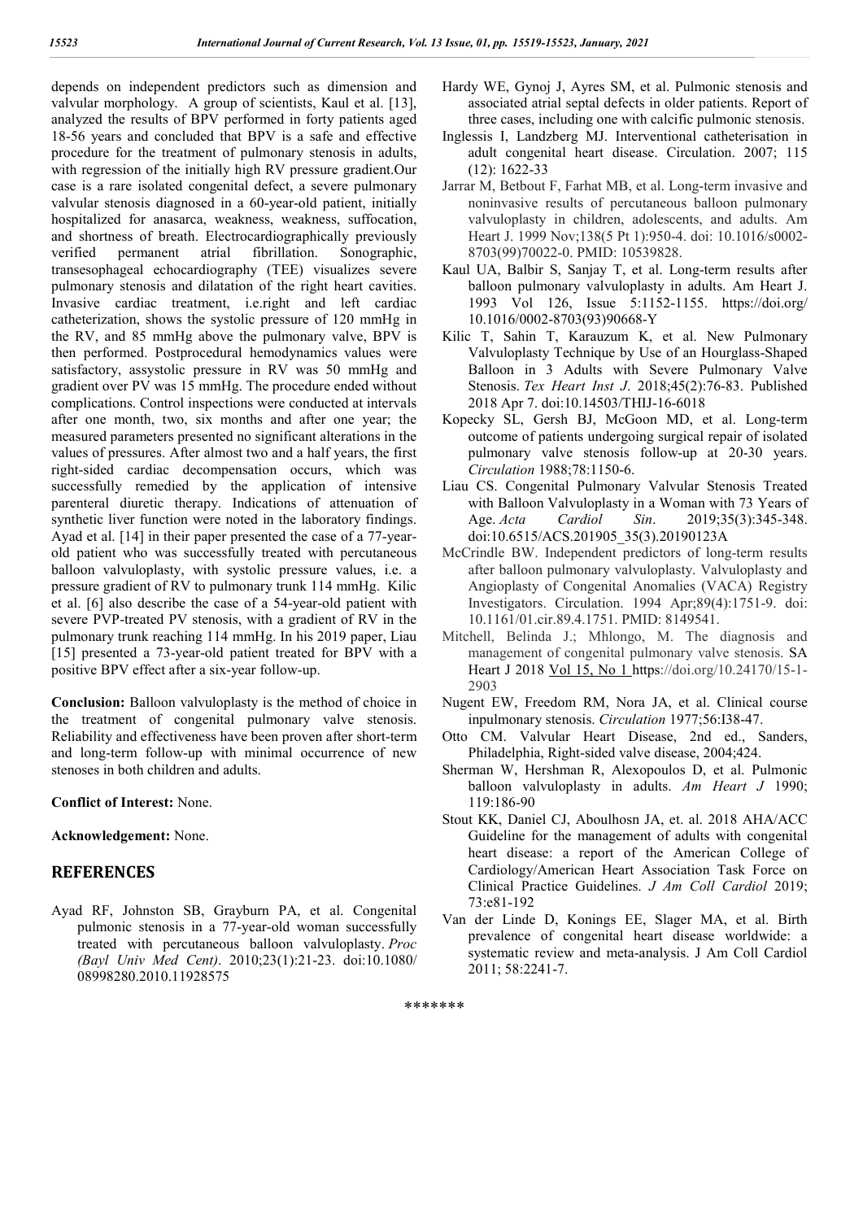depends on independent predictors such as dimension and valvular morphology. A group of scientists, Kaul et al. [13], analyzed the results of BPV performed in forty patients aged 18-56 years and concluded that BPV is a safe and effective procedure for the treatment of pulmonary stenosis in adults, with regression of the initially high RV pressure gradient.Our case is a rare isolated congenital defect, a severe pulmonary valvular stenosis diagnosed in a 60-year-old patient, initially hospitalized for anasarca, weakness, weakness, suffocation, and shortness of breath. Electrocardiographically previously verified permanent atrial fibrillation. Sonographic, transesophageal echocardiography (TEE) visualizes severe pulmonary stenosis and dilatation of the right heart cavities. Invasive cardiac treatment, i.e.right and left cardiac catheterization, shows the systolic pressure of 120 mmHg in the RV, and 85 mmHg above the pulmonary valve, BPV is then performed. Postprocedural hemodynamics values were satisfactory, assystolic pressure in RV was 50 mmHg and gradient over PV was 15 mmHg. The procedure ended without complications. Control inspections were conducted at intervals after one month, two, six months and after one year; the measured parameters presented no significant alterations in the values of pressures. After almost two and a half years, the first right-sided cardiac decompensation occurs, which was successfully remedied by the application of intensive parenteral diuretic therapy. Indications of attenuation of synthetic liver function were noted in the laboratory findings. Ayad et al. [14] in their paper presented the case of a 77-year-old patient who was successfully treated with percutaneous balloon valvuloplasty, with systolic pressure values, i.e. a pressure gradient of RV to pulmonary trunk 114 mmHg. Kilic et al. [6] also describe the case of a 54-year-old patient with severe PVP-treated PV stenosis, with a gradient of RV in the pulmonary trunk reaching 114 mmHg. In his 2019 paper, Liau [15] presented a 73-year-old patient treated for BPV with a positive BPV effect after a six-year follow-up.

**Conclusion:** Balloon valvuloplasty is the method of choice in the treatment of congenital pulmonary valve stenosis. Reliability and effectiveness have been proven after short-term and long-term follow-up with minimal occurrence of new stenoses in both children and adults.

**Conflict of Interest:** None.

**Acknowledgement:** None.

## REFERENCES

Ayad RF, Johnston SB, Grayburn PA, et al. Congenital pulmonic stenosis in a 77-year-old woman successfully treated with percutaneous balloon valvuloplasty. *Proc (Bayl Univ Med Cent)*. 2010;23(1):21-23. doi:10.1080/08998280.2010.11928575

Hardy WE, Gynoj J, Ayres SM, et al. Pulmonic stenosis and associated atrial septal defects in older patients. Report of three cases, including one with calcific pulmonic stenosis.

Inglessis I, Landzberg MJ. Interventional catheterisation in adult congenital heart disease. Circulation. 2007; 115 (12): 1622-33

Jarrar M, Betbout F, Farhat MB, et al. Long-term invasive and noninvasive results of percutaneous balloon pulmonary valvuloplasty in children, adolescents, and adults. Am Heart J. 1999 Nov;138(5 Pt 1):950-4. doi: 10.1016/s0002-8703(99)70022-0. PMID: 10539828.

Kaul UA, Balbir S, Sanjay T, et al. Long-term results after balloon pulmonary valvuloplasty in adults. Am Heart J. 1993 Vol 126, Issue 5:1152-1155. https://doi.org/10.1016/0002-8703(93)90668-Y

Kilic T, Sahin T, Karauzum K, et al. New Pulmonary Valvuloplasty Technique by Use of an Hourglass-Shaped Balloon in 3 Adults with Severe Pulmonary Valve Stenosis. *Tex Heart Inst J*. 2018;45(2):76-83. Published 2018 Apr 7. doi:10.14503/THIJ-16-6018

Kopecky SL, Gersh BJ, McGoon MD, et al. Long-term outcome of patients undergoing surgical repair of isolated pulmonary valve stenosis follow-up at 20-30 years. *Circulation* 1988;78:1150-6.

Liau CS. Congenital Pulmonary Valvular Stenosis Treated with Balloon Valvuloplasty in a Woman with 73 Years of Age. *Acta Cardiol Sin*. 2019;35(3):345-348. doi:10.6515/ACS.201905_35(3).20190123A

McCrindle BW. Independent predictors of long-term results after balloon pulmonary valvuloplasty. Valvuloplasty and Angioplasty of Congenital Anomalies (VACA) Registry Investigators. Circulation. 1994 Apr;89(4):1751-9. doi: 10.1161/01.cir.89.4.1751. PMID: 8149541.

Mitchell, Belinda J.; Mhlongo, M. The diagnosis and management of congenital pulmonary valve stenosis. SA Heart J 2018 Vol 15, No 1 https://doi.org/10.24170/15-1-2903

Nugent EW, Freedom RM, Nora JA, et al. Clinical course inpulmonary stenosis. *Circulation* 1977;56:I38-47.

Otto CM. Valvular Heart Disease, 2nd ed., Sanders, Philadelphia, Right-sided valve disease, 2004;424.

Sherman W, Hershman R, Alexopoulos D, et al. Pulmonic balloon valvuloplasty in adults. *Am Heart J* 1990; 119:186-90

Stout KK, Daniel CJ, Aboulhosn JA, et. al. 2018 AHA/ACC Guideline for the management of adults with congenital heart disease: a report of the American College of Cardiology/American Heart Association Task Force on Clinical Practice Guidelines. *J Am Coll Cardiol* 2019; 73:e81-192

Van der Linde D, Konings EE, Slager MA, et al. Birth prevalence of congenital heart disease worldwide: a systematic review and meta-analysis. J Am Coll Cardiol 2011; 58:2241-7.

*******